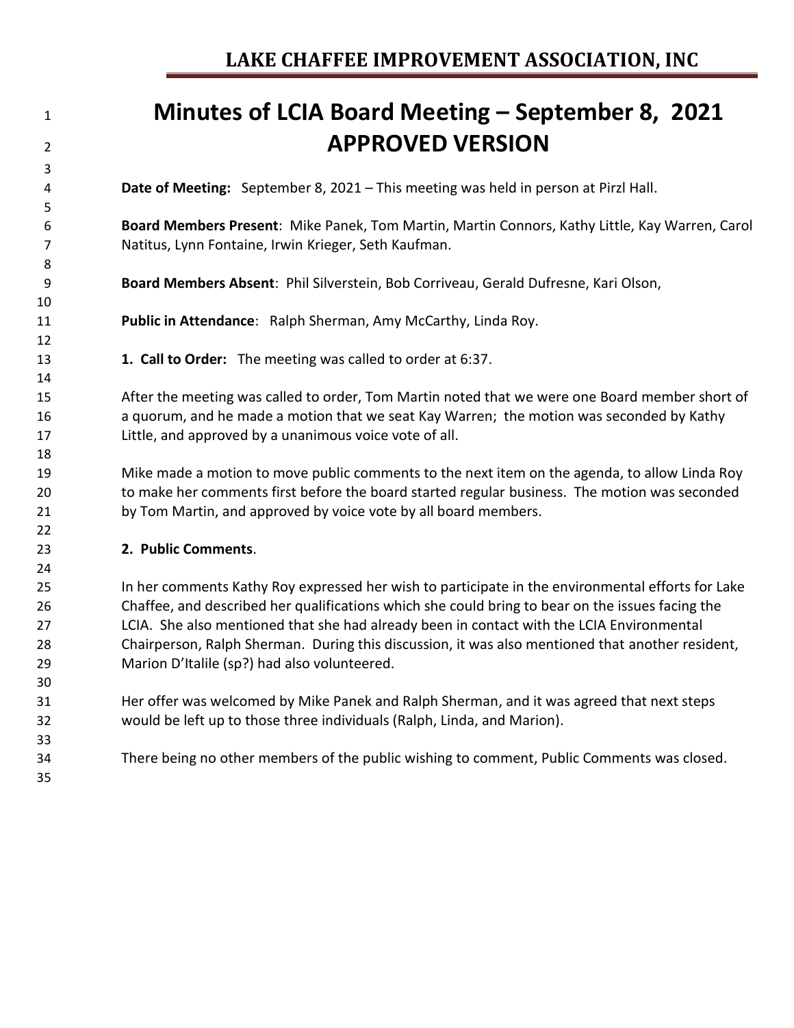# Minutes of LCIA Board Meeting – September 8, 2021
# APPROVED VERSION

**Date of Meeting:** September 8, 2021 – This meeting was held in person at Pirzl Hall.

**Board Members Present**: Mike Panek, Tom Martin, Martin Connors, Kathy Little, Kay Warren, Carol Natitus, Lynn Fontaine, Irwin Krieger, Seth Kaufman.

**Board Members Absent**: Phil Silverstein, Bob Corriveau, Gerald Dufresne, Kari Olson,

**Public in Attendance**: Ralph Sherman, Amy McCarthy, Linda Roy.

**1. Call to Order:** The meeting was called to order at 6:37.

After the meeting was called to order, Tom Martin noted that we were one Board member short of a quorum, and he made a motion that we seat Kay Warren; the motion was seconded by Kathy Little, and approved by a unanimous voice vote of all.

Mike made a motion to move public comments to the next item on the agenda, to allow Linda Roy to make her comments first before the board started regular business. The motion was seconded by Tom Martin, and approved by voice vote by all board members.

**2. Public Comments**.

In her comments Kathy Roy expressed her wish to participate in the environmental efforts for Lake Chaffee, and described her qualifications which she could bring to bear on the issues facing the LCIA. She also mentioned that she had already been in contact with the LCIA Environmental Chairperson, Ralph Sherman. During this discussion, it was also mentioned that another resident, Marion D'Italile (sp?) had also volunteered.

Her offer was welcomed by Mike Panek and Ralph Sherman, and it was agreed that next steps would be left up to those three individuals (Ralph, Linda, and Marion).

There being no other members of the public wishing to comment, Public Comments was closed.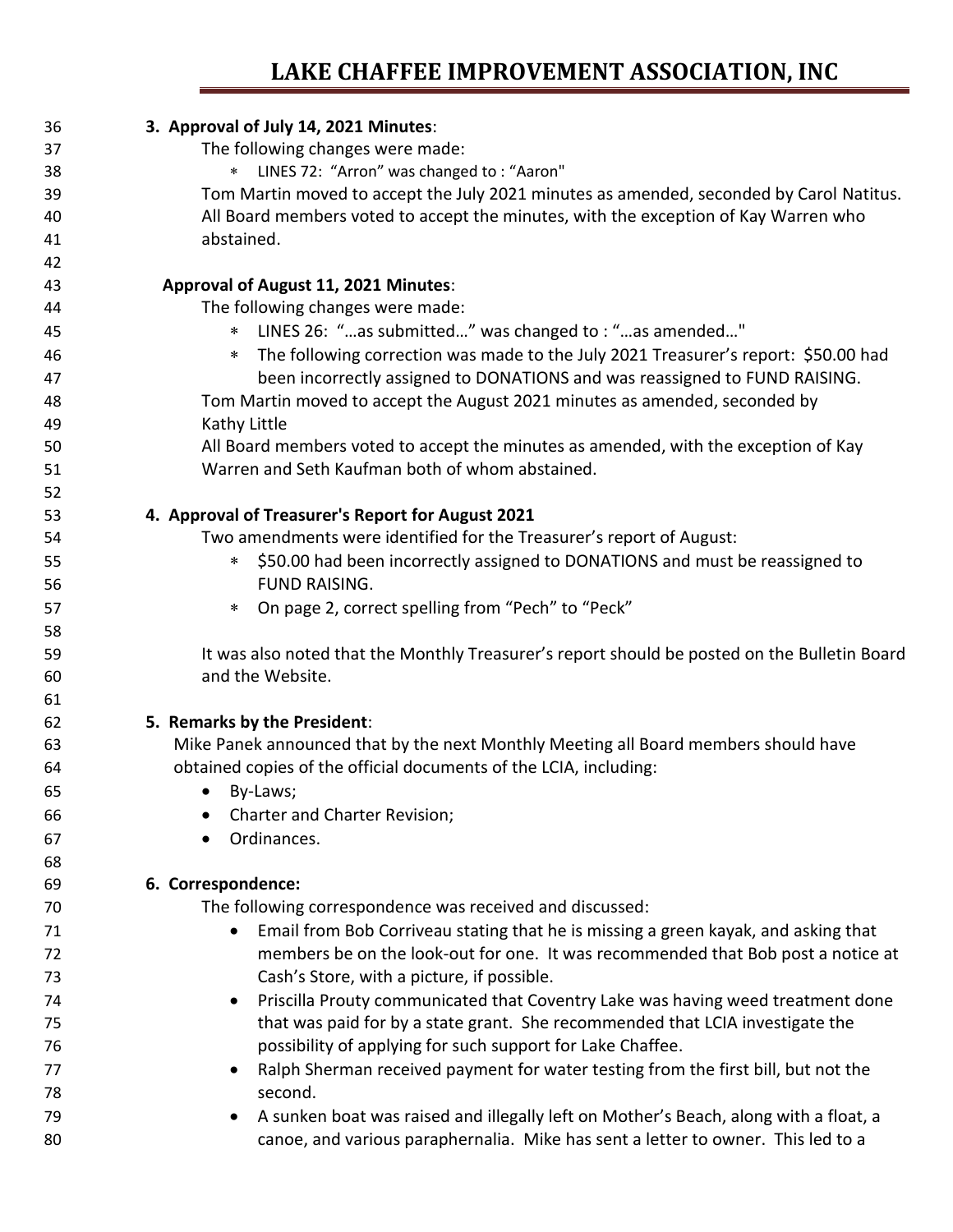**3. Approval of July 14, 2021 Minutes**:

The following changes were made:

- LINES 72: "Arron" was changed to : "Aaron"

Tom Martin moved to accept the July 2021 minutes as amended, seconded by Carol Natitus. All Board members voted to accept the minutes, with the exception of Kay Warren who abstained.

**Approval of August 11, 2021 Minutes**:

The following changes were made:

- LINES 26: "…as submitted…" was changed to : "…as amended…"
- The following correction was made to the July 2021 Treasurer's report: $50.00 had been incorrectly assigned to DONATIONS and was reassigned to FUND RAISING.

Tom Martin moved to accept the August 2021 minutes as amended, seconded by Kathy Little

All Board members voted to accept the minutes as amended, with the exception of Kay Warren and Seth Kaufman both of whom abstained.

**4. Approval of Treasurer's Report for August 2021**

Two amendments were identified for the Treasurer's report of August:

- $50.00 had been incorrectly assigned to DONATIONS and must be reassigned to FUND RAISING.
- On page 2, correct spelling from "Pech" to "Peck"

It was also noted that the Monthly Treasurer's report should be posted on the Bulletin Board and the Website.

**5. Remarks by the President**:

Mike Panek announced that by the next Monthly Meeting all Board members should have obtained copies of the official documents of the LCIA, including:

- By-Laws;
- Charter and Charter Revision;
- Ordinances.

**6. Correspondence:**

The following correspondence was received and discussed:

- Email from Bob Corriveau stating that he is missing a green kayak, and asking that members be on the look-out for one. It was recommended that Bob post a notice at Cash's Store, with a picture, if possible.
- Priscilla Prouty communicated that Coventry Lake was having weed treatment done that was paid for by a state grant. She recommended that LCIA investigate the possibility of applying for such support for Lake Chaffee.
- Ralph Sherman received payment for water testing from the first bill, but not the second.
- A sunken boat was raised and illegally left on Mother's Beach, along with a float, a canoe, and various paraphernalia. Mike has sent a letter to owner. This led to a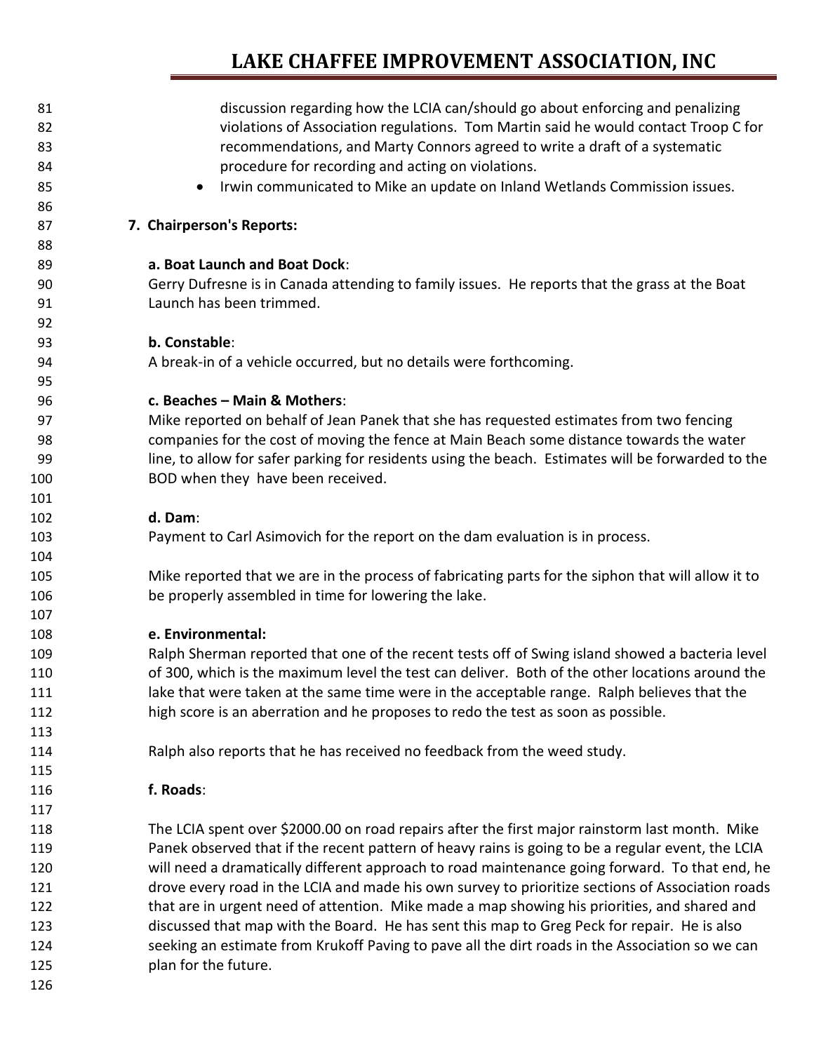discussion regarding how the LCIA can/should go about enforcing and penalizing violations of Association regulations. Tom Martin said he would contact Troop C for recommendations, and Marty Connors agreed to write a draft of a systematic procedure for recording and acting on violations.

- Irwin communicated to Mike an update on Inland Wetlands Commission issues.

**7. Chairperson's Reports:**

**a. Boat Launch and Boat Dock**:

Gerry Dufresne is in Canada attending to family issues. He reports that the grass at the Boat Launch has been trimmed.

**b. Constable**:

A break-in of a vehicle occurred, but no details were forthcoming.

**c. Beaches – Main & Mothers**:

Mike reported on behalf of Jean Panek that she has requested estimates from two fencing companies for the cost of moving the fence at Main Beach some distance towards the water line, to allow for safer parking for residents using the beach. Estimates will be forwarded to the BOD when they have been received.

**d. Dam**:

Payment to Carl Asimovich for the report on the dam evaluation is in process.

Mike reported that we are in the process of fabricating parts for the siphon that will allow it to be properly assembled in time for lowering the lake.

**e. Environmental:**

Ralph Sherman reported that one of the recent tests off of Swing island showed a bacteria level of 300, which is the maximum level the test can deliver. Both of the other locations around the lake that were taken at the same time were in the acceptable range. Ralph believes that the high score is an aberration and he proposes to redo the test as soon as possible.

Ralph also reports that he has received no feedback from the weed study.

**f. Roads**:

The LCIA spent over $2000.00 on road repairs after the first major rainstorm last month. Mike Panek observed that if the recent pattern of heavy rains is going to be a regular event, the LCIA will need a dramatically different approach to road maintenance going forward. To that end, he drove every road in the LCIA and made his own survey to prioritize sections of Association roads that are in urgent need of attention. Mike made a map showing his priorities, and shared and discussed that map with the Board. He has sent this map to Greg Peck for repair. He is also seeking an estimate from Krukoff Paving to pave all the dirt roads in the Association so we can plan for the future.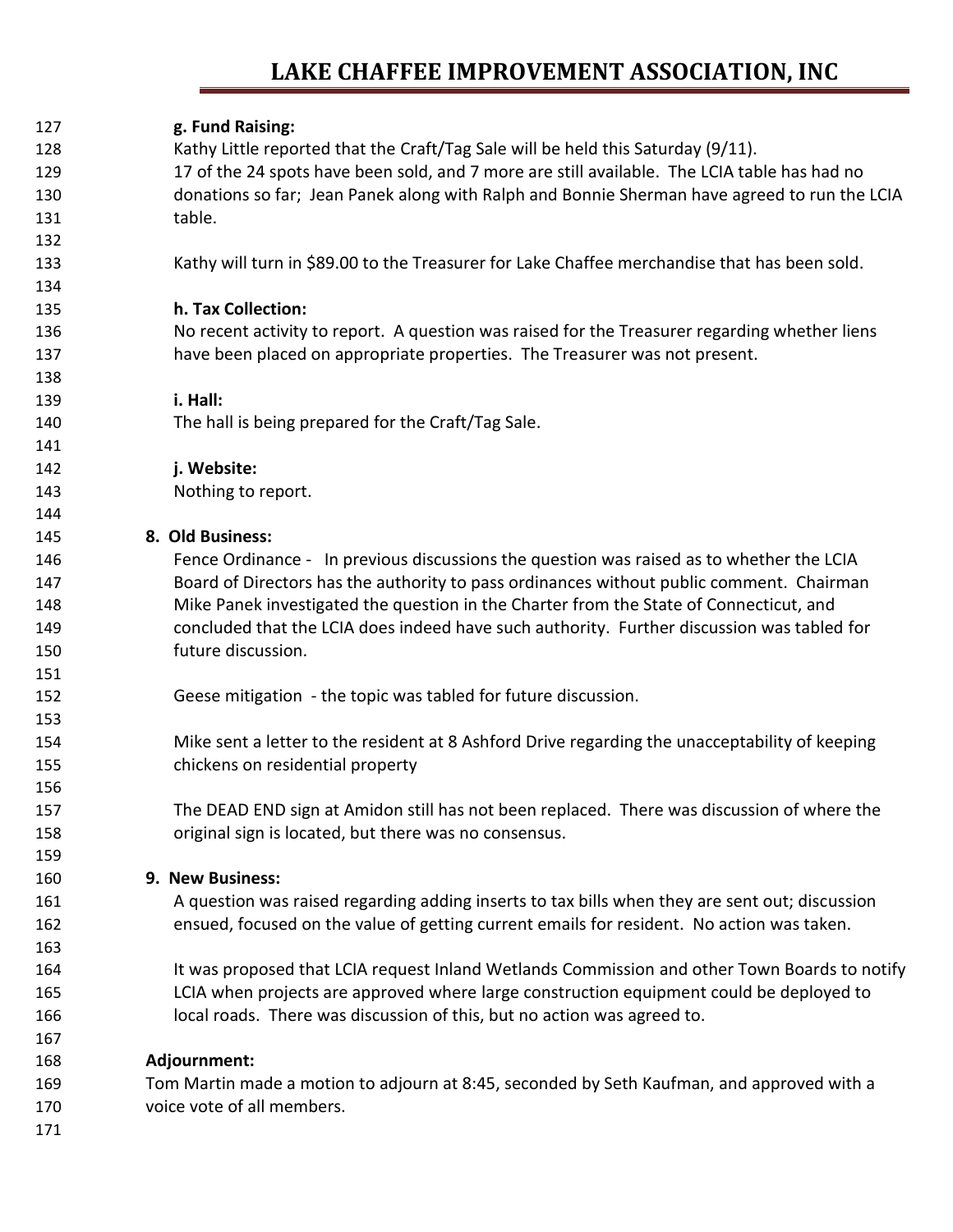**g. Fund Raising:**

Kathy Little reported that the Craft/Tag Sale will be held this Saturday (9/11). 17 of the 24 spots have been sold, and 7 more are still available. The LCIA table has had no donations so far; Jean Panek along with Ralph and Bonnie Sherman have agreed to run the LCIA table.

Kathy will turn in $89.00 to the Treasurer for Lake Chaffee merchandise that has been sold.

**h. Tax Collection:**

No recent activity to report. A question was raised for the Treasurer regarding whether liens have been placed on appropriate properties. The Treasurer was not present.

**i. Hall:**

The hall is being prepared for the Craft/Tag Sale.

**j. Website:**

Nothing to report.

**8. Old Business:**

Fence Ordinance - In previous discussions the question was raised as to whether the LCIA Board of Directors has the authority to pass ordinances without public comment. Chairman Mike Panek investigated the question in the Charter from the State of Connecticut, and concluded that the LCIA does indeed have such authority. Further discussion was tabled for future discussion.

Geese mitigation - the topic was tabled for future discussion.

Mike sent a letter to the resident at 8 Ashford Drive regarding the unacceptability of keeping chickens on residential property

The DEAD END sign at Amidon still has not been replaced. There was discussion of where the original sign is located, but there was no consensus.

**9. New Business:**

A question was raised regarding adding inserts to tax bills when they are sent out; discussion ensued, focused on the value of getting current emails for resident. No action was taken.

It was proposed that LCIA request Inland Wetlands Commission and other Town Boards to notify LCIA when projects are approved where large construction equipment could be deployed to local roads. There was discussion of this, but no action was agreed to.

**Adjournment:**

Tom Martin made a motion to adjourn at 8:45, seconded by Seth Kaufman, and approved with a voice vote of all members.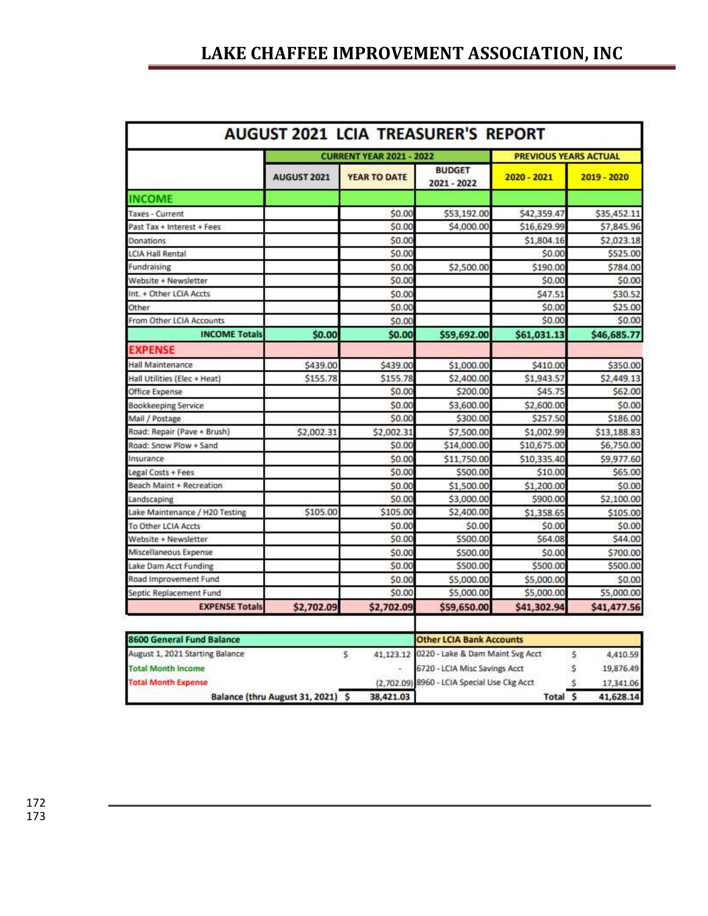# LAKE CHAFFEE IMPROVEMENT ASSOCIATION, INC

## AUGUST 2021 LCIA TREASURER'S REPORT

| | CURRENT YEAR 2021 - 2022 | | | PREVIOUS YEARS ACTUAL | |
|---|---|---|---|---|---|
| | AUGUST 2021 | YEAR TO DATE | BUDGET 2021 - 2022 | 2020 - 2021 | 2019 - 2020 |
| **INCOME** | | | | | |
| Taxes - Current | | $0.00 | $53,192.00 | $42,359.47 | $35,452.11 |
| Past Tax + Interest + Fees | | $0.00 | $4,000.00 | $16,629.99 | $7,845.96 |
| Donations | | $0.00 | | $1,804.16 | $2,023.18 |
| LCIA Hall Rental | | $0.00 | | $0.00 | $525.00 |
| Fundraising | | $0.00 | $2,500.00 | $190.00 | $784.00 |
| Website + Newsletter | | $0.00 | | $0.00 | $0.00 |
| Int. + Other LCIA Accts | | $0.00 | | $47.51 | $30.52 |
| Other | | $0.00 | | $0.00 | $25.00 |
| From Other LCIA Accounts | | $0.00 | | $0.00 | $0.00 |
| **INCOME Totals** | **$0.00** | **$0.00** | **$59,692.00** | **$61,031.13** | **$46,685.77** |
| **EXPENSE** | | | | | |
| Hall Maintenance | $439.00 | $439.00 | $1,000.00 | $410.00 | $350.00 |
| Hall Utilities (Elec + Heat) | $155.78 | $155.78 | $2,400.00 | $1,943.57 | $2,449.13 |
| Office Expense | | $0.00 | $200.00 | $45.75 | $62.00 |
| Bookkeeping Service | | $0.00 | $3,600.00 | $2,600.00 | $0.00 |
| Mail / Postage | | $0.00 | $300.00 | $257.50 | $186.00 |
| Road: Repair (Pave + Brush) | $2,002.31 | $2,002.31 | $7,500.00 | $1,002.99 | $13,188.83 |
| Road: Snow Plow + Sand | | $0.00 | $14,000.00 | $10,675.00 | $6,750.00 |
| Insurance | | $0.00 | $11,750.00 | $10,335.40 | $9,977.60 |
| Legal Costs + Fees | | $0.00 | $500.00 | $10.00 | $65.00 |
| Beach Maint + Recreation | | $0.00 | $1,500.00 | $1,200.00 | $0.00 |
| Landscaping | | $0.00 | $3,000.00 | $900.00 | $2,100.00 |
| Lake Maintenance / H20 Testing | $105.00 | $105.00 | $2,400.00 | $1,358.65 | $105.00 |
| To Other LCIA Accts | | $0.00 | $0.00 | $0.00 | $0.00 |
| Website + Newsletter | | $0.00 | $500.00 | $64.08 | $44.00 |
| Miscellaneous Expense | | $0.00 | $500.00 | $0.00 | $700.00 |
| Lake Dam Acct Funding | | $0.00 | $500.00 | $500.00 | $500.00 |
| Road Improvement Fund | | $0.00 | $5,000.00 | $5,000.00 | $0.00 |
| Septic Replacement Fund | | $0.00 | $5,000.00 | $5,000.00 | $5,000.00 |
| **EXPENSE Totals** | **$2,702.09** | **$2,702.09** | **$59,650.00** | **$41,302.94** | **$41,477.56** |

| 8600 General Fund Balance | | Other LCIA Bank Accounts | |
|---|---|---|---|
| August 1, 2021 Starting Balance | $ 41,123.12 | 0220 - Lake & Dam Maint Svg Acct | $ 4,410.59 |
| Total Month Income | - | 6720 - LCIA Misc Savings Acct | $ 19,876.49 |
| Total Month Expense | (2,702.09) | 8960 - LCIA Special Use Ckg Acct | $ 17,341.06 |
| **Balance (thru August 31, 2021)** | **$ 38,421.03** | **Total** | **$ 41,628.14** |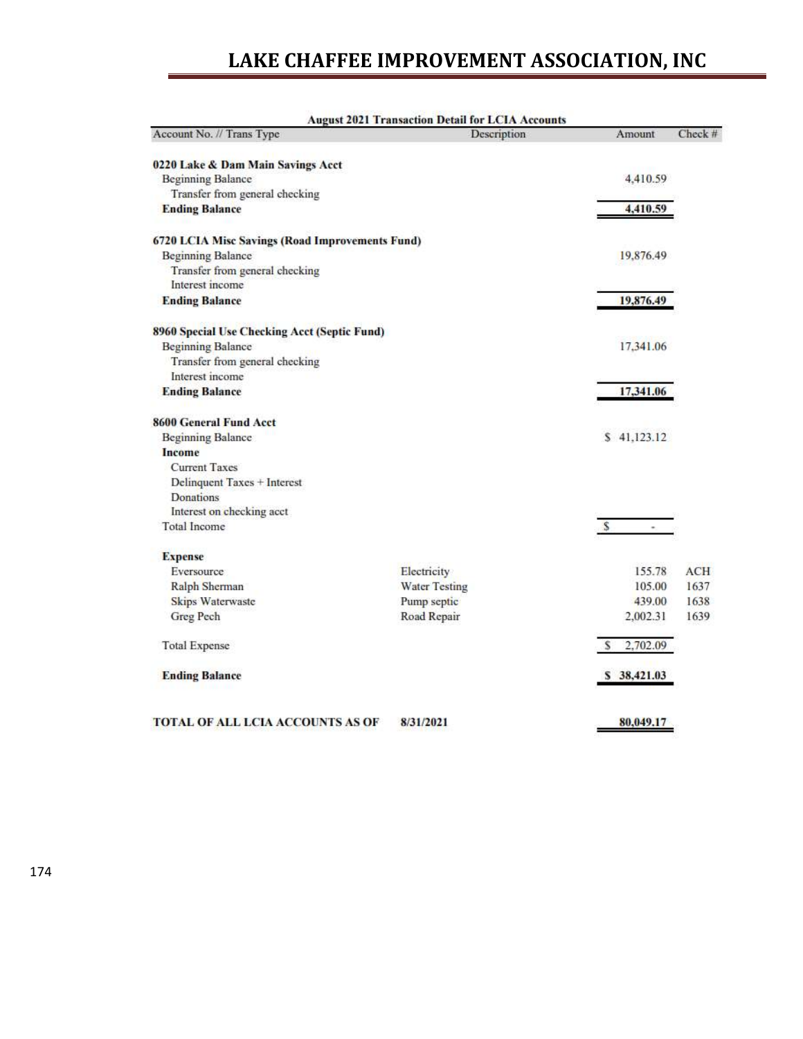# LAKE CHAFFEE IMPROVEMENT ASSOCIATION, INC

**August 2021 Transaction Detail for LCIA Accounts**

| Account No. // Trans Type | Description | Amount | Check # |
|---|---|---|---|
| **0220 Lake & Dam Main Savings Acct** | | | |
| Beginning Balance | | 4,410.59 | |
| Transfer from general checking | | | |
| **Ending Balance** | | **4,410.59** | |
| **6720 LCIA Misc Savings (Road Improvements Fund)** | | | |
| Beginning Balance | | 19,876.49 | |
| Transfer from general checking | | | |
| Interest income | | | |
| **Ending Balance** | | **19,876.49** | |
| **8960 Special Use Checking Acct (Septic Fund)** | | | |
| Beginning Balance | | 17,341.06 | |
| Transfer from general checking | | | |
| Interest income | | | |
| **Ending Balance** | | **17,341.06** | |
| **8600 General Fund Acct** | | | |
| Beginning Balance | | $ 41,123.12 | |
| **Income** | | | |
| Current Taxes | | | |
| Delinquent Taxes + Interest | | | |
| Donations | | | |
| Interest on checking acct | | | |
| Total Income | | $ - | |
| **Expense** | | | |
| Eversource | Electricity | 155.78 | ACH |
| Ralph Sherman | Water Testing | 105.00 | 1637 |
| Skips Waterwaste | Pump septic | 439.00 | 1638 |
| Greg Pech | Road Repair | 2,002.31 | 1639 |
| Total Expense | | $ 2,702.09 | |
| **Ending Balance** | | **$ 38,421.03** | |
| **TOTAL OF ALL LCIA ACCOUNTS AS OF** | **8/31/2021** | **80,049.17** | |